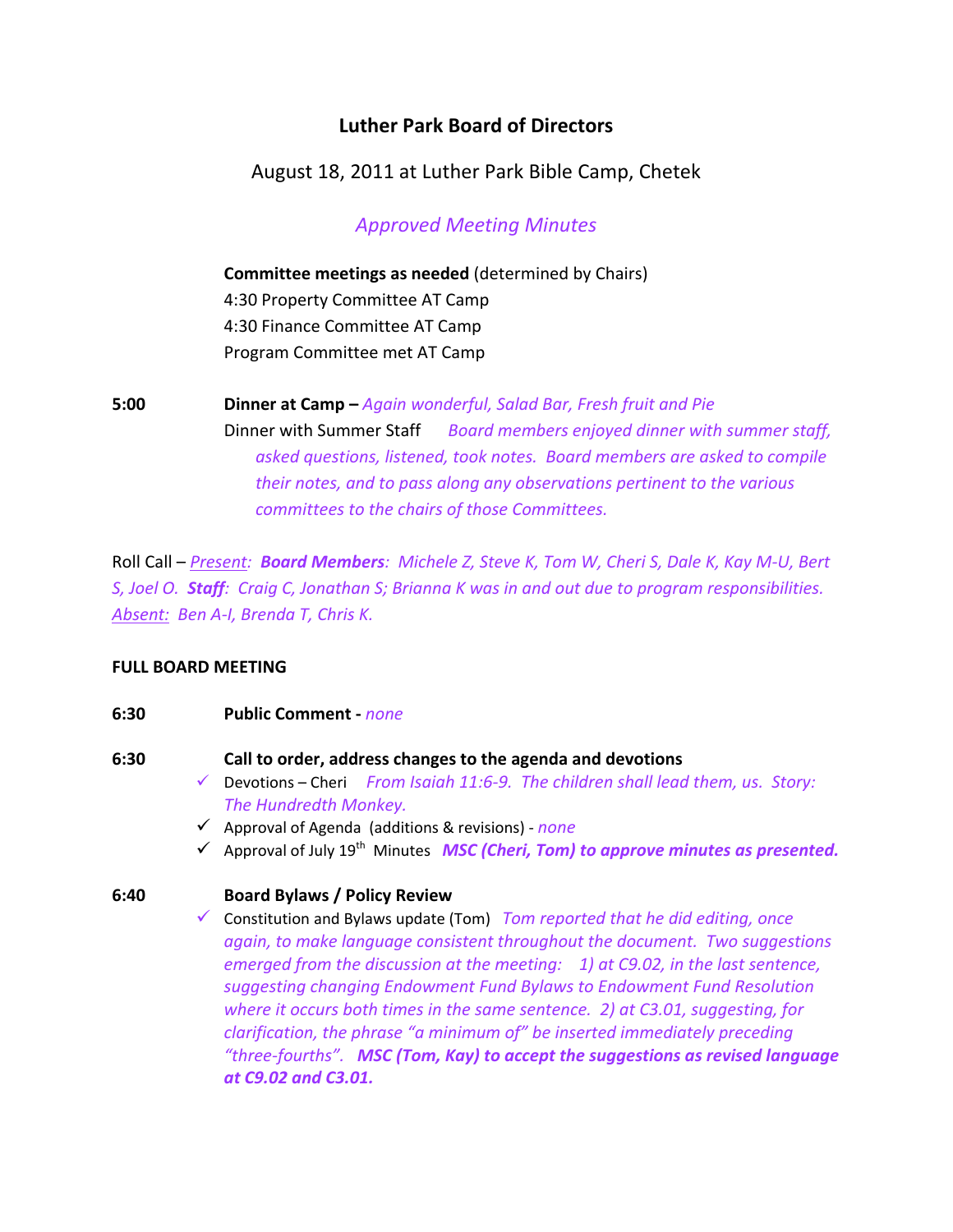# Luther Park Board of Directors

August 18, 2011 at Luther Park Bible Camp, Chetek

*Approved Meeting Minutes*

**Committee meetings as needed** (determined by Chairs)
4:30 Property Committee AT Camp
4:30 Finance Committee AT Camp
Program Committee met AT Camp

**5:00** **Dinner at Camp –** *Again wonderful, Salad Bar, Fresh fruit and Pie*

Dinner with Summer Staff *Board members enjoyed dinner with summer staff, asked questions, listened, took notes. Board members are asked to compile their notes, and to pass along any observations pertinent to the various committees to the chairs of those Committees.*

Roll Call – *Present: **Board Members**: Michele Z, Steve K, Tom W, Cheri S, Dale K, Kay M-U, Bert S, Joel O. **Staff**: Craig C, Jonathan S; Brianna K was in and out due to program responsibilities. Absent: Ben A-I, Brenda T, Chris K.*

## FULL BOARD MEETING

**6:30** **Public Comment -** *none*

**6:30** **Call to order, address changes to the agenda and devotions**

- ✓ Devotions – Cheri *From Isaiah 11:6-9. The children shall lead them, us. Story: The Hundredth Monkey.*
- ✓ Approval of Agenda (additions & revisions) - *none*
- ✓ Approval of July 19th Minutes ***MSC (Cheri, Tom) to approve minutes as presented.***

**6:40** **Board Bylaws / Policy Review**

- ✓ Constitution and Bylaws update (Tom) *Tom reported that he did editing, once again, to make language consistent throughout the document. Two suggestions emerged from the discussion at the meeting: 1) at C9.02, in the last sentence, suggesting changing Endowment Fund Bylaws to Endowment Fund Resolution where it occurs both times in the same sentence. 2) at C3.01, suggesting, for clarification, the phrase "a minimum of" be inserted immediately preceding "three-fourths".* ***MSC (Tom, Kay) to accept the suggestions as revised language at C9.02 and C3.01.***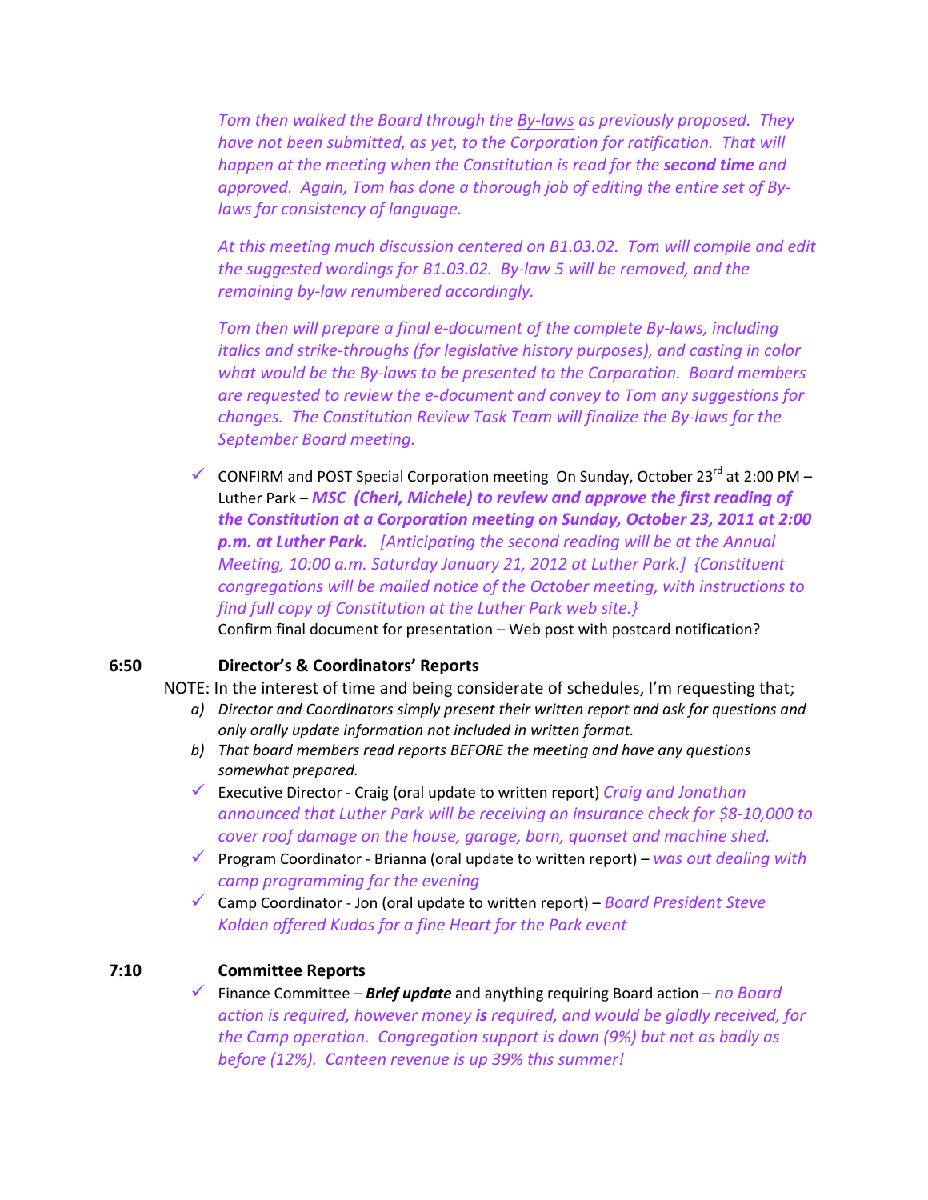*Tom then walked the Board through the By-laws as previously proposed. They have not been submitted, as yet, to the Corporation for ratification. That will happen at the meeting when the Constitution is read for the* ***second time*** *and approved. Again, Tom has done a thorough job of editing the entire set of By-laws for consistency of language.*

*At this meeting much discussion centered on B1.03.02. Tom will compile and edit the suggested wordings for B1.03.02. By-law 5 will be removed, and the remaining by-law renumbered accordingly.*

*Tom then will prepare a final e-document of the complete By-laws, including italics and strike-throughs (for legislative history purposes), and casting in color what would be the By-laws to be presented to the Corporation. Board members are requested to review the e-document and convey to Tom any suggestions for changes. The Constitution Review Task Team will finalize the By-laws for the September Board meeting.*

- ✓ CONFIRM and POST Special Corporation meeting On Sunday, October 23rd at 2:00 PM – Luther Park – ***MSC (Cheri, Michele) to review and approve the first reading of the Constitution at a Corporation meeting on Sunday, October 23, 2011 at 2:00 p.m. at Luther Park.*** *[Anticipating the second reading will be at the Annual Meeting, 10:00 a.m. Saturday January 21, 2012 at Luther Park.] {Constituent congregations will be mailed notice of the October meeting, with instructions to find full copy of Constitution at the Luther Park web site.}*
  Confirm final document for presentation – Web post with postcard notification?

**6:50 Director's & Coordinators' Reports**

NOTE: In the interest of time and being considerate of schedules, I'm requesting that;

a) *Director and Coordinators simply present their written report and ask for questions and only orally update information not included in written format.*
b) *That board members read reports BEFORE the meeting and have any questions somewhat prepared.*

- ✓ Executive Director - Craig (oral update to written report) *Craig and Jonathan announced that Luther Park will be receiving an insurance check for $8-10,000 to cover roof damage on the house, garage, barn, quonset and machine shed.*
- ✓ Program Coordinator - Brianna (oral update to written report) – *was out dealing with camp programming for the evening*
- ✓ Camp Coordinator - Jon (oral update to written report) – *Board President Steve Kolden offered Kudos for a fine Heart for the Park event*

**7:10 Committee Reports**

- ✓ Finance Committee – ***Brief update*** and anything requiring Board action – *no Board action is required, however money* ***is*** *required, and would be gladly received, for the Camp operation. Congregation support is down (9%) but not as badly as before (12%). Canteen revenue is up 39% this summer!*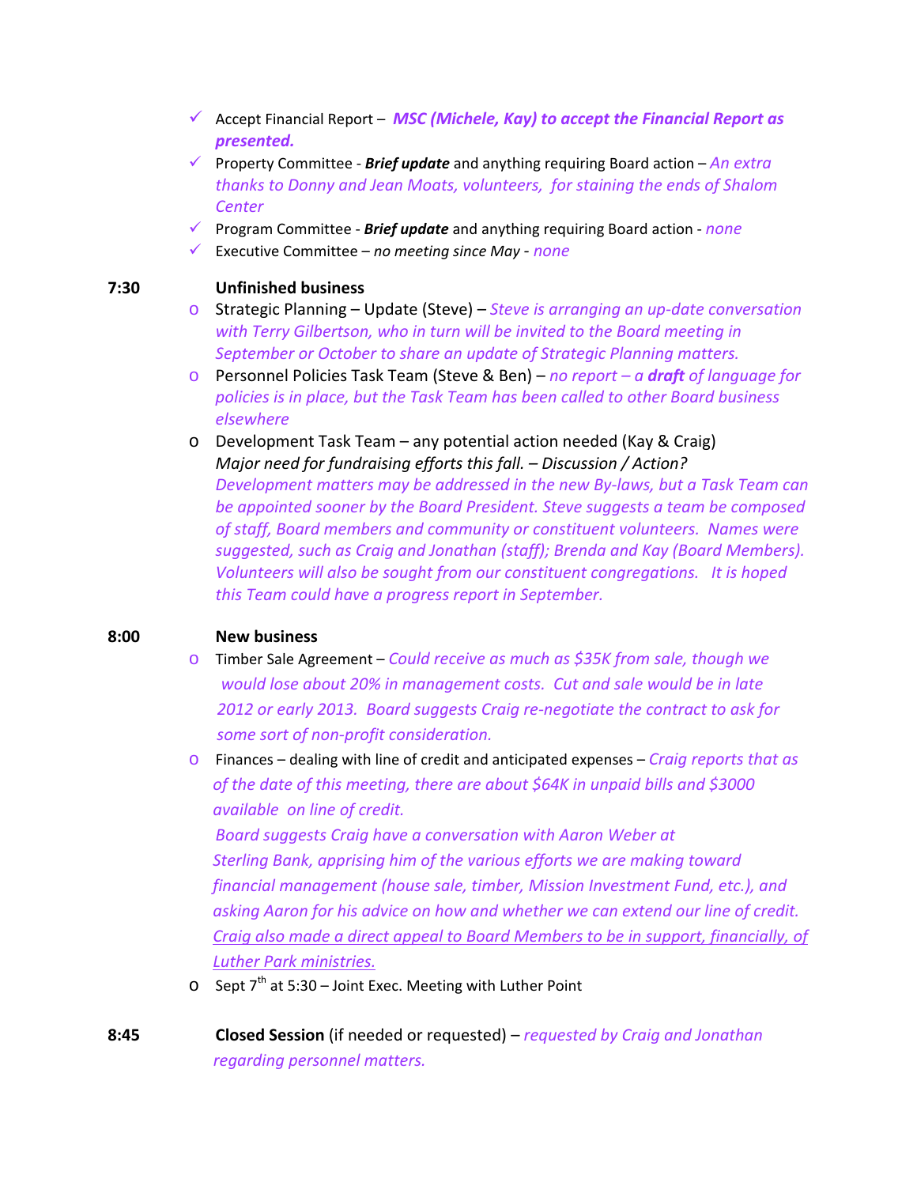- ✓ Accept Financial Report – ***MSC (Michele, Kay) to accept the Financial Report as presented.***
- ✓ Property Committee - ***Brief update*** and anything requiring Board action – *An extra thanks to Donny and Jean Moats, volunteers, for staining the ends of Shalom Center*
- ✓ Program Committee - ***Brief update*** and anything requiring Board action - *none*
- ✓ Executive Committee – *no meeting since May* - *none*

**7:30** **Unfinished business**

- Strategic Planning – Update (Steve) – *Steve is arranging an up-date conversation with Terry Gilbertson, who in turn will be invited to the Board meeting in September or October to share an update of Strategic Planning matters.*
- Personnel Policies Task Team (Steve & Ben) – *no report – a **draft** of language for policies is in place, but the Task Team has been called to other Board business elsewhere*
- Development Task Team – any potential action needed (Kay & Craig)
  *Major need for fundraising efforts this fall. – Discussion / Action?*
  *Development matters may be addressed in the new By-laws, but a Task Team can be appointed sooner by the Board President. Steve suggests a team be composed of staff, Board members and community or constituent volunteers. Names were suggested, such as Craig and Jonathan (staff); Brenda and Kay (Board Members). Volunteers will also be sought from our constituent congregations. It is hoped this Team could have a progress report in September.*

**8:00** **New business**

- Timber Sale Agreement – *Could receive as much as $35K from sale, though we would lose about 20% in management costs. Cut and sale would be in late 2012 or early 2013. Board suggests Craig re-negotiate the contract to ask for some sort of non-profit consideration.*
- Finances – dealing with line of credit and anticipated expenses – *Craig reports that as of the date of this meeting, there are about $64K in unpaid bills and $3000 available on line of credit.*
  *Board suggests Craig have a conversation with Aaron Weber at Sterling Bank, apprising him of the various efforts we are making toward financial management (house sale, timber, Mission Investment Fund, etc.), and asking Aaron for his advice on how and whether we can extend our line of credit.*
  <u>*Craig also made a direct appeal to Board Members to be in support, financially, of Luther Park ministries.*</u>
- Sept 7th at 5:30 – Joint Exec. Meeting with Luther Point

**8:45** **Closed Session** (if needed or requested) – *requested by Craig and Jonathan regarding personnel matters.*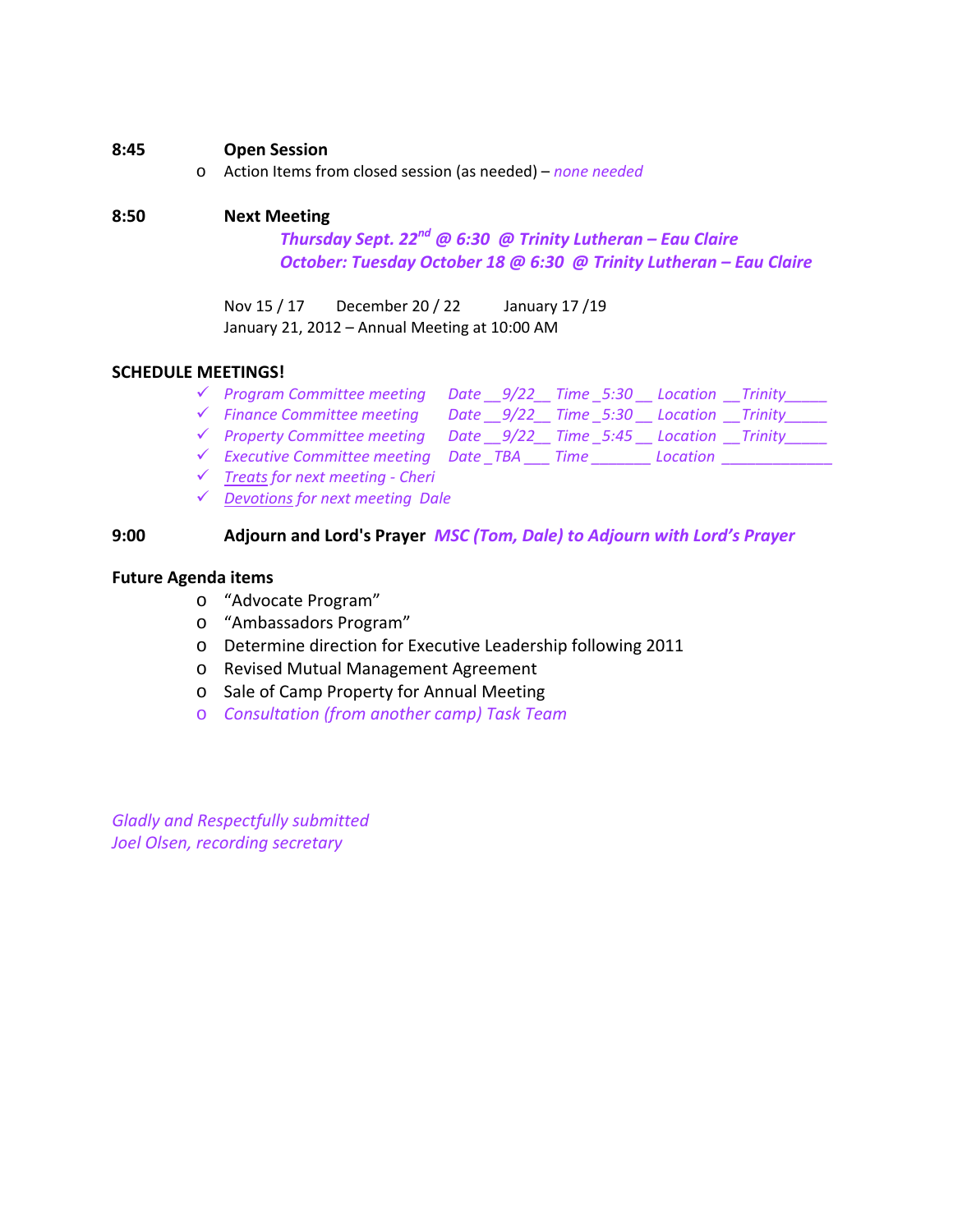**8:45** **Open Session**

- Action Items from closed session (as needed) – *none needed*

**8:50** **Next Meeting**

***Thursday Sept. 22nd @ 6:30 @ Trinity Lutheran – Eau Claire***
***October: Tuesday October 18 @ 6:30 @ Trinity Lutheran – Eau Claire***

Nov 15 / 17 December 20 / 22 January 17 /19
January 21, 2012 – Annual Meeting at 10:00 AM

**SCHEDULE MEETINGS!**

- ✓ *Program Committee meeting Date __9/22__ Time _5:30__ Location __Trinity_____*
- ✓ *Finance Committee meeting Date __9/22__ Time _5:30__ Location __Trinity_____*
- ✓ *Property Committee meeting Date __9/22__ Time _5:45__ Location __Trinity_____*
- ✓ *Executive Committee meeting Date _TBA___ Time _______ Location _____________*
- ✓ *Treats for next meeting - Cheri*
- ✓ *Devotions for next meeting Dale*

**9:00** **Adjourn and Lord's Prayer** ***MSC (Tom, Dale) to Adjourn with Lord's Prayer***

**Future Agenda items**

- "Advocate Program"
- "Ambassadors Program"
- Determine direction for Executive Leadership following 2011
- Revised Mutual Management Agreement
- Sale of Camp Property for Annual Meeting
- *Consultation (from another camp) Task Team*

*Gladly and Respectfully submitted*
*Joel Olsen, recording secretary*